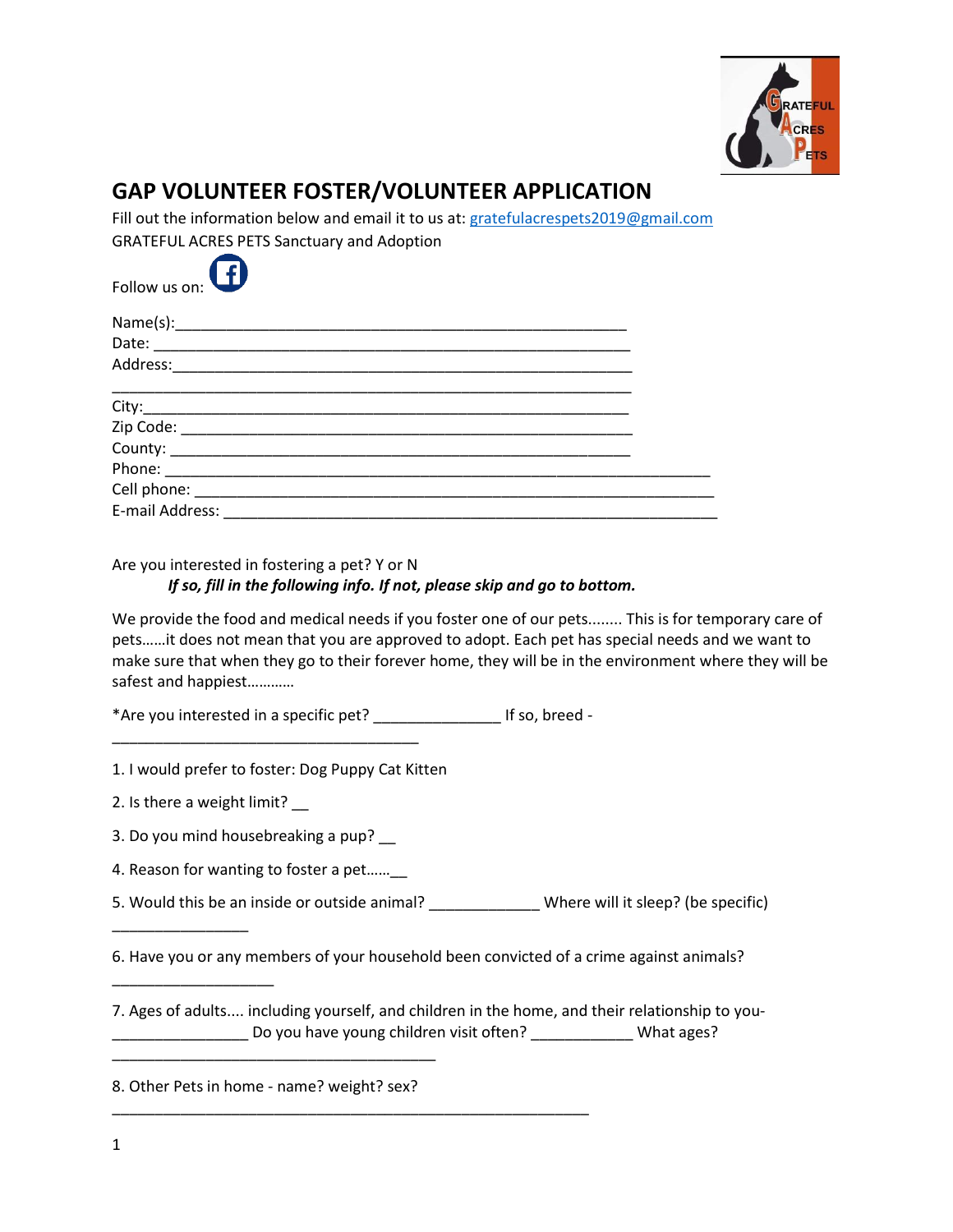# GAP VOLUNTEER FOSTER/VOLUNTEER APPLICATION

Fill out the information below and email it to us at: gratefulacrespets2019@gmail.com
GRATEFUL ACRES PETS Sanctuary and Adoption

Follow us on:

Name(s):_____________________________________________________
Date: _______________________________________________________
Address:_____________________________________________________
_____________________________________________________________
City:________________________________________________________
Zip Code: ___________________________________________________
County: _____________________________________________________
Phone: ______________________________________________________________
Cell phone: _________________________________________________________
E-mail Address: _____________________________________________________

Are you interested in fostering a pet? Y or N

***If so, fill in the following info. If not, please skip and go to bottom.***

We provide the food and medical needs if you foster one of our pets........ This is for temporary care of pets……it does not mean that you are approved to adopt. Each pet has special needs and we want to make sure that when they go to their forever home, they will be in the environment where they will be safest and happiest…………

*Are you interested in a specific pet? _______________ If so, breed - ____________________________________

1. I would prefer to foster: Dog Puppy Cat Kitten

2. Is there a weight limit? __

3. Do you mind housebreaking a pup? __

4. Reason for wanting to foster a pet……__

5. Would this be an inside or outside animal? _____________ Where will it sleep? (be specific) ________________

6. Have you or any members of your household been convicted of a crime against animals? ____________________

7. Ages of adults.... including yourself, and children in the home, and their relationship to you- ________________ Do you have young children visit often? ____________ What ages? ________________________________________

8. Other Pets in home - name? weight? sex? ___________________________________________________________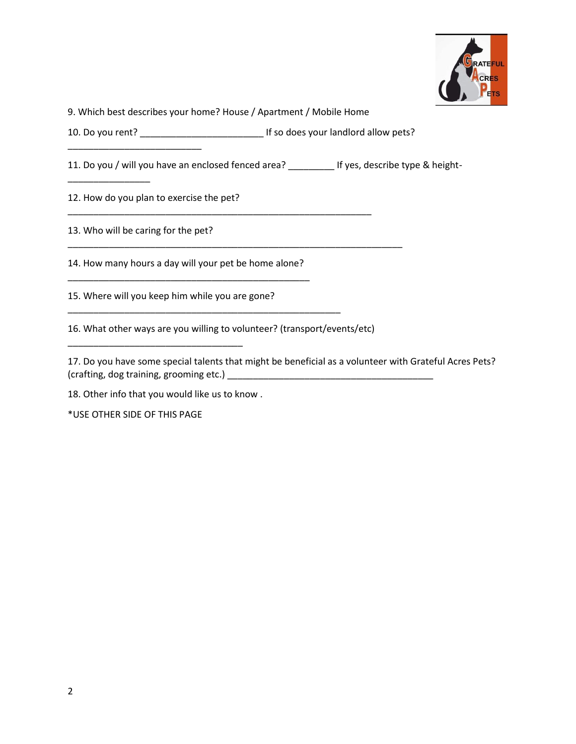9. Which best describes your home? House / Apartment / Mobile Home

10. Do you rent? ________________________ If so does your landlord allow pets? __________________________

11. Do you / will you have an enclosed fenced area? _________ If yes, describe type & height- ________________

12. How do you plan to exercise the pet? ____________________________________________________________

13. Who will be caring for the pet? __________________________________________________________________

14. How many hours a day will your pet be home alone? _______________________________________________

15. Where will you keep him while you are gone? _____________________________________________________

16. What other ways are you willing to volunteer? (transport/events/etc) __________________________________

17. Do you have some special talents that might be beneficial as a volunteer with Grateful Acres Pets? (crafting, dog training, grooming etc.) ________________________________________

18. Other info that you would like us to know .

*USE OTHER SIDE OF THIS PAGE